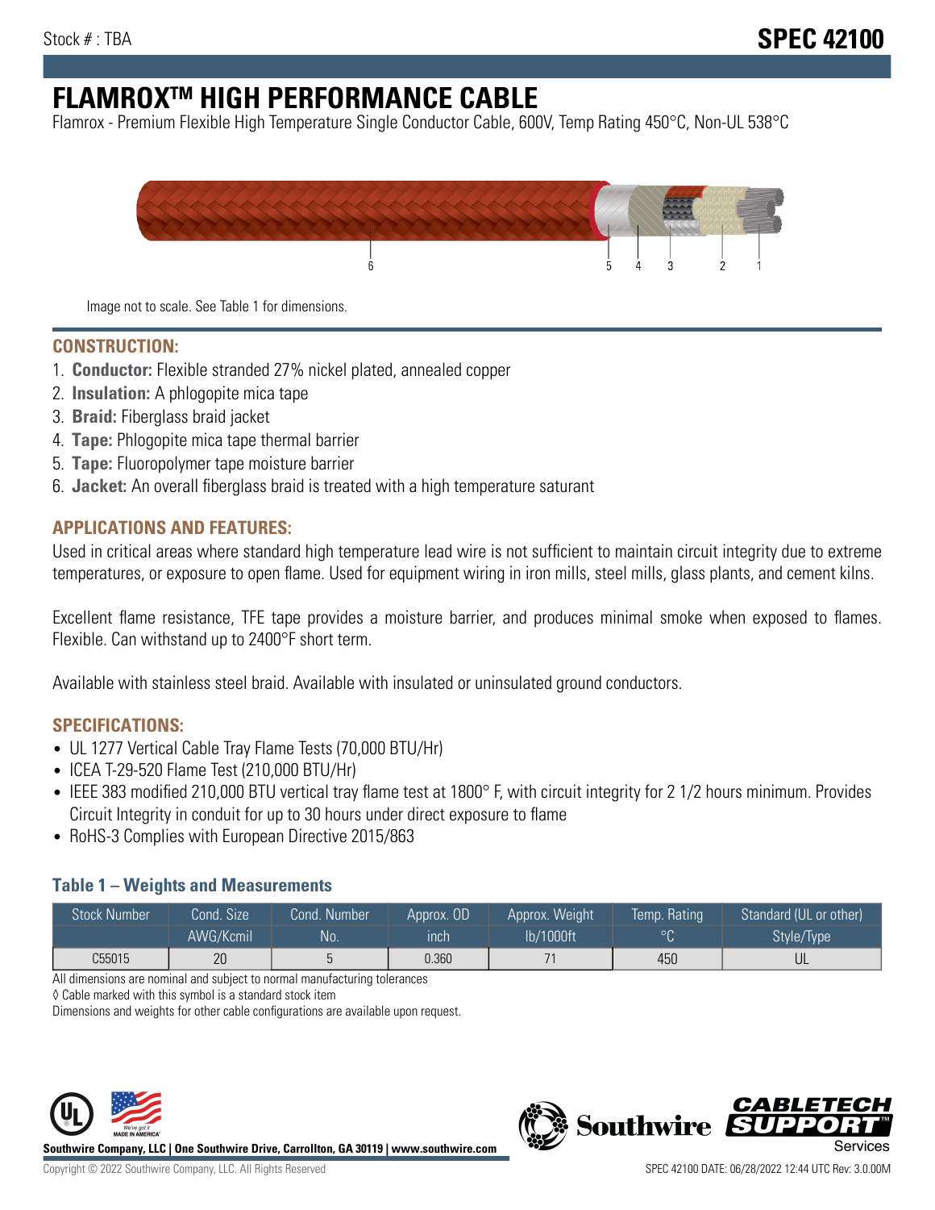Stock # : TBA

# SPEC 42100

# FLAMROX™ HIGH PERFORMANCE CABLE

Flamrox - Premium Flexible High Temperature Single Conductor Cable, 600V, Temp Rating 450°C, Non-UL 538°C

Image not to scale. See Table 1 for dimensions.

## CONSTRUCTION:

1. **Conductor:** Flexible stranded 27% nickel plated, annealed copper
2. **Insulation:** A phlogopite mica tape
3. **Braid:** Fiberglass braid jacket
4. **Tape:** Phlogopite mica tape thermal barrier
5. **Tape:** Fluoropolymer tape moisture barrier
6. **Jacket:** An overall fiberglass braid is treated with a high temperature saturant

## APPLICATIONS AND FEATURES:

Used in critical areas where standard high temperature lead wire is not sufficient to maintain circuit integrity due to extreme temperatures, or exposure to open flame. Used for equipment wiring in iron mills, steel mills, glass plants, and cement kilns.

Excellent flame resistance, TFE tape provides a moisture barrier, and produces minimal smoke when exposed to flames. Flexible. Can withstand up to 2400°F short term.

Available with stainless steel braid. Available with insulated or uninsulated ground conductors.

## SPECIFICATIONS:

- UL 1277 Vertical Cable Tray Flame Tests (70,000 BTU/Hr)
- ICEA T-29-520 Flame Test (210,000 BTU/Hr)
- IEEE 383 modified 210,000 BTU vertical tray flame test at 1800° F, with circuit integrity for 2 1/2 hours minimum. Provides Circuit Integrity in conduit for up to 30 hours under direct exposure to flame
- RoHS-3 Complies with European Directive 2015/863

### Table 1 – Weights and Measurements

| Stock Number | Cond. Size | Cond. Number | Approx. OD | Approx. Weight | Temp. Rating | Standard (UL or other) |
|---|---|---|---|---|---|---|
| | AWG/Kcmil | No. | inch | lb/1000ft | °C | Style/Type |
| C55015 | 20 | 5 | 0.360 | 71 | 450 | UL |

All dimensions are nominal and subject to normal manufacturing tolerances

◊ Cable marked with this symbol is a standard stock item

Dimensions and weights for other cable configurations are available upon request.

**Southwire Company, LLC | One Southwire Drive, Carrollton, GA 30119 | www.southwire.com**

Copyright © 2022 Southwire Company, LLC. All Rights Reserved

SPEC 42100 DATE: 06/28/2022 12:44 UTC Rev: 3.0.00M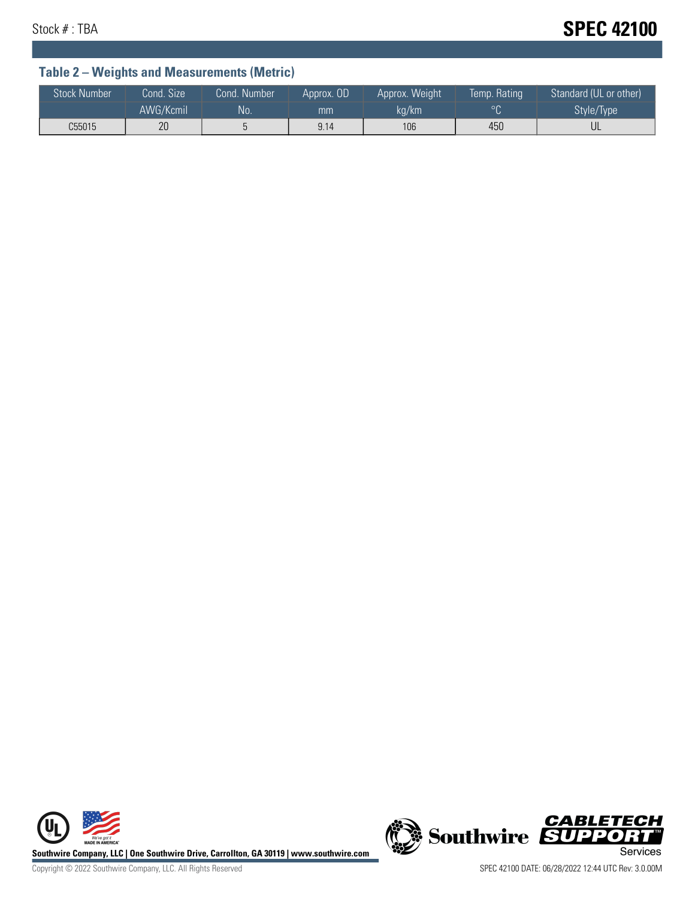### Table 2 – Weights and Measurements (Metric)

| Stock Number | Cond. Size | Cond. Number | Approx. OD | Approx. Weight | Temp. Rating | Standard (UL or other) |
|---|---|---|---|---|---|---|
| | AWG/Kcmil | No. | mm | kg/km | °C | Style/Type |
| C55015 | 20 | 5 | 9.14 | 106 | 450 | UL |

**Southwire Company, LLC | One Southwire Drive, Carrollton, GA 30119 | www.southwire.com**

Copyright © 2022 Southwire Company, LLC. All Rights Reserved

SPEC 42100 DATE: 06/28/2022 12:44 UTC Rev: 3.0.00M